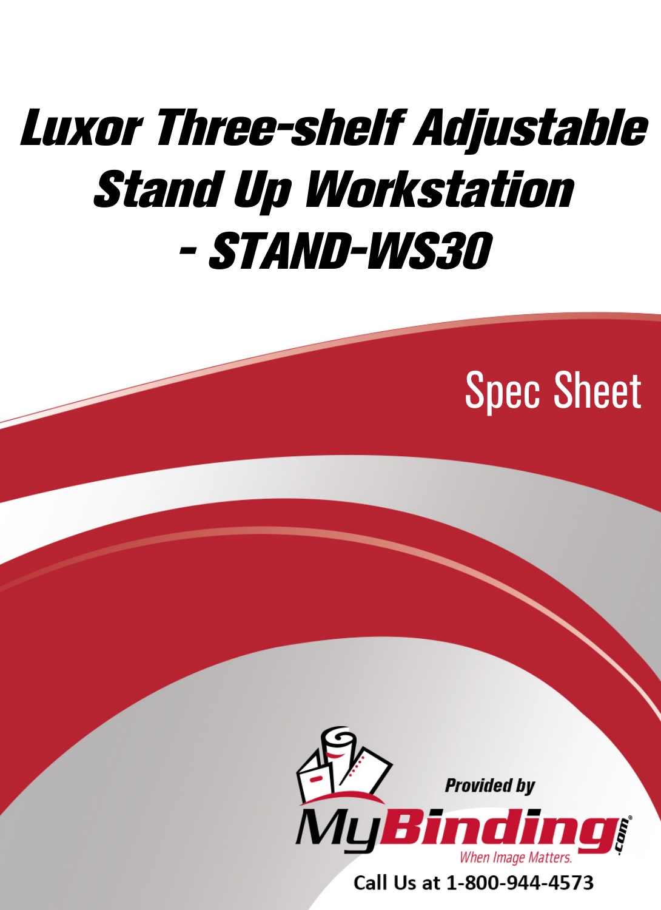# Luxor Three-shelf Adjustable Stand Up Workstation - STAND-WS30

Spec Sheet

Provided by

MyBinding.com

When Image Matters.

Call Us at 1-800-944-4573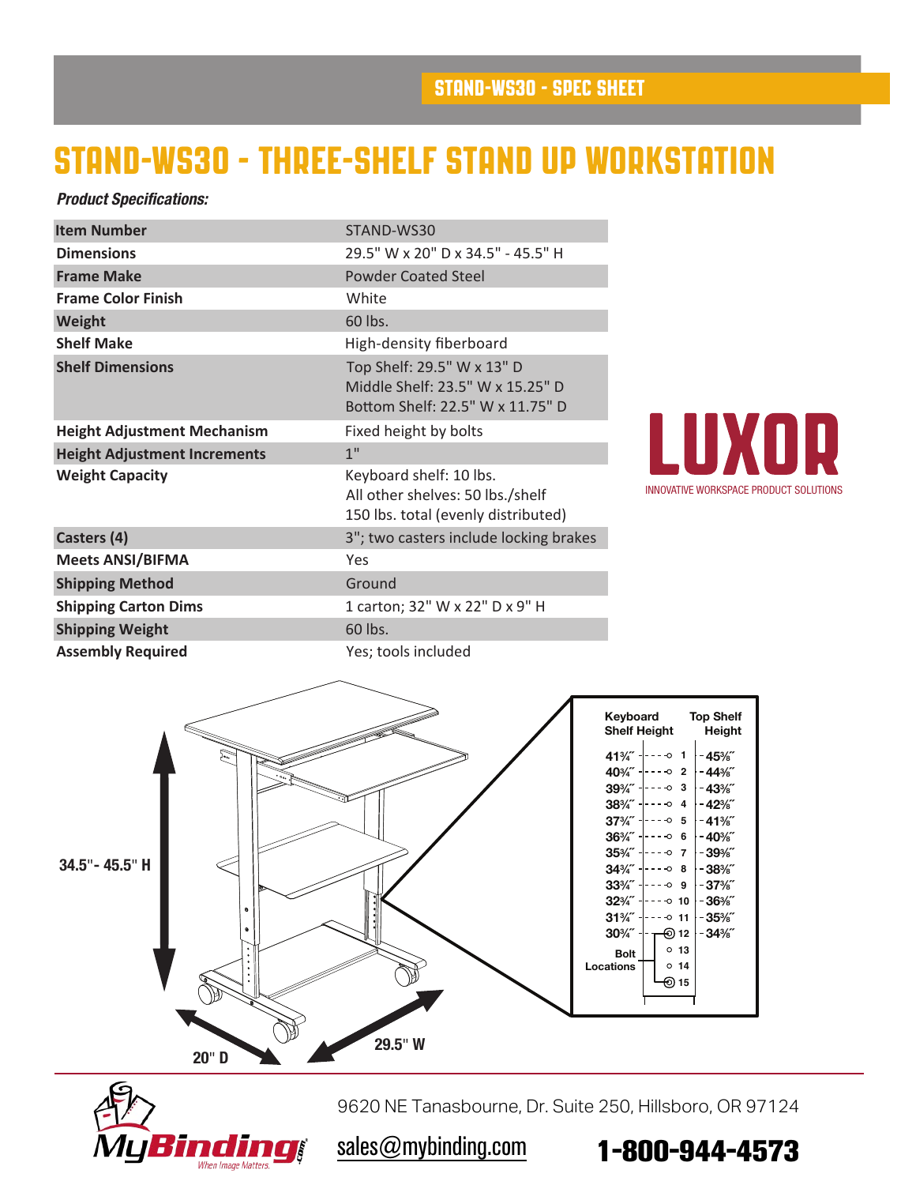# STAND-WS30 - THREE-SHELF STAND UP WORKSTATION

***Product Specifications:***

| | |
|---|---|
| **Item Number** | STAND-WS30 |
| **Dimensions** | 29.5" W x 20" D x 34.5" - 45.5" H |
| **Frame Make** | Powder Coated Steel |
| **Frame Color Finish** | White |
| **Weight** | 60 lbs. |
| **Shelf Make** | High-density fiberboard |
| **Shelf Dimensions** | Top Shelf: 29.5" W x 13" D<br>Middle Shelf: 23.5" W x 15.25" D<br>Bottom Shelf: 22.5" W x 11.75" D |
| **Height Adjustment Mechanism** | Fixed height by bolts |
| **Height Adjustment Increments** | 1" |
| **Weight Capacity** | Keyboard shelf: 10 lbs.<br>All other shelves: 50 lbs./shelf<br>150 lbs. total (evenly distributed) |
| **Casters (4)** | 3"; two casters include locking brakes |
| **Meets ANSI/BIFMA** | Yes |
| **Shipping Method** | Ground |
| **Shipping Carton Dims** | 1 carton; 32" W x 22" D x 9" H |
| **Shipping Weight** | 60 lbs. |
| **Assembly Required** | Yes; tools included |

LUXOR
INNOVATIVE WORKSPACE PRODUCT SOLUTIONS

34.5"- 45.5" H
20" D
29.5" W

Keyboard Shelf Height
Top Shelf Height

41¾" 1 45⅜"
40¾" 2 44⅜"
39¾" 3 43⅜"
38¾" 4 42⅜"
37¾" 5 41⅜"
36¾" 6 40⅜"
35¾" 7 39⅜"
34¾" 8 38⅜"
33¾" 9 37⅜"
32¾" 10 36⅜"
31¾" 11 35⅜"
30¾" 12 34⅜"
13
14
15

Bolt Locations

9620 NE Tanasbourne, Dr. Suite 250, Hillsboro, OR 97124

sales@mybinding.com

1-800-944-4573